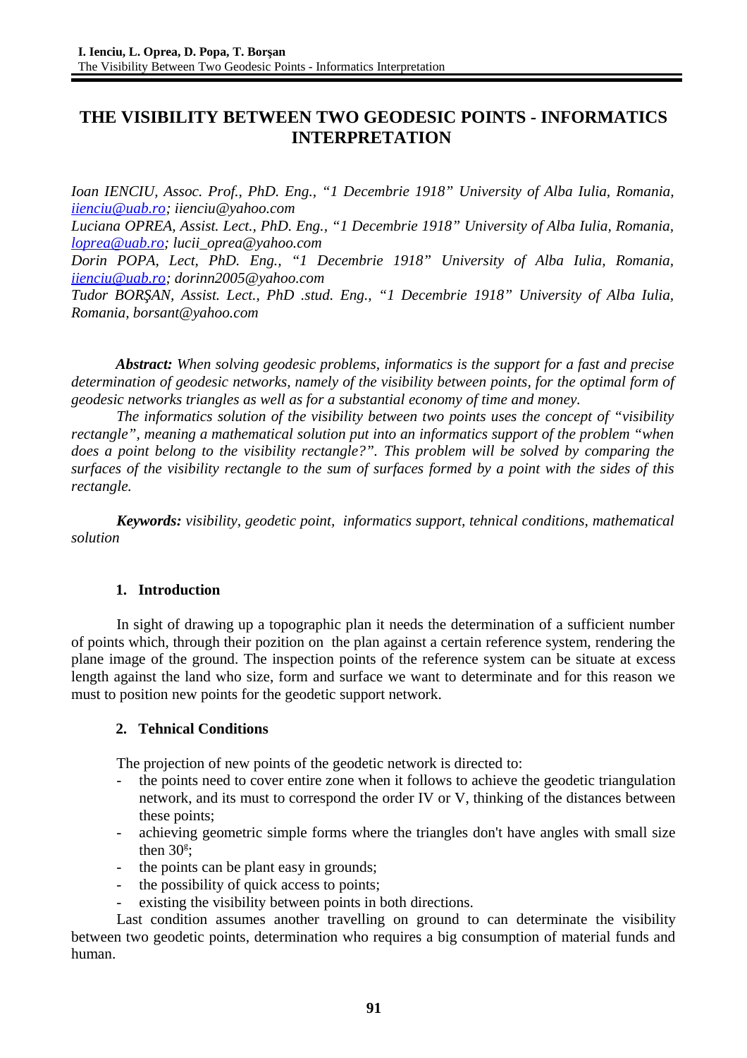# THE VISIBILITY BETWEEN TWO GEODESIC POINTS - INFORMATICS INTERPRETATION

*Ioan IENCIU, Assoc. Prof., PhD. Eng., "1 Decembrie 1918" University of Alba Iulia, Romania, iienciu@uab.ro; iienciu@yahoo.com*
*Luciana OPREA, Assist. Lect., PhD. Eng., "1 Decembrie 1918" University of Alba Iulia, Romania, loprea@uab.ro; lucii_oprea@yahoo.com*
*Dorin POPA, Lect, PhD. Eng., "1 Decembrie 1918" University of Alba Iulia, Romania, iienciu@uab.ro; dorinn2005@yahoo.com*
*Tudor BORŞAN, Assist. Lect., PhD .stud. Eng., "1 Decembrie 1918" University of Alba Iulia, Romania, borsant@yahoo.com*

***Abstract:*** *When solving geodesic problems, informatics is the support for a fast and precise determination of geodesic networks, namely of the visibility between points, for the optimal form of geodesic networks triangles as well as for a substantial economy of time and money.*

*The informatics solution of the visibility between two points uses the concept of "visibility rectangle", meaning a mathematical solution put into an informatics support of the problem "when does a point belong to the visibility rectangle?". This problem will be solved by comparing the surfaces of the visibility rectangle to the sum of surfaces formed by a point with the sides of this rectangle.*

***Keywords:*** *visibility, geodetic point, informatics support, tehnical conditions, mathematical solution*

## 1. Introduction

In sight of drawing up a topographic plan it needs the determination of a sufficient number of points which, through their pozition on the plan against a certain reference system, rendering the plane image of the ground. The inspection points of the reference system can be situate at excess length against the land who size, form and surface we want to determinate and for this reason we must to position new points for the geodetic support network.

## 2. Tehnical Conditions

The projection of new points of the geodetic network is directed to:

- the points need to cover entire zone when it follows to achieve the geodetic triangulation network, and its must to correspond the order IV or V, thinking of the distances between these points;
- achieving geometric simple forms where the triangles don't have angles with small size then $30^g$;
- the points can be plant easy in grounds;
- the possibility of quick access to points;
- existing the visibility between points in both directions.

Last condition assumes another travelling on ground to can determinate the visibility between two geodetic points, determination who requires a big consumption of material funds and human.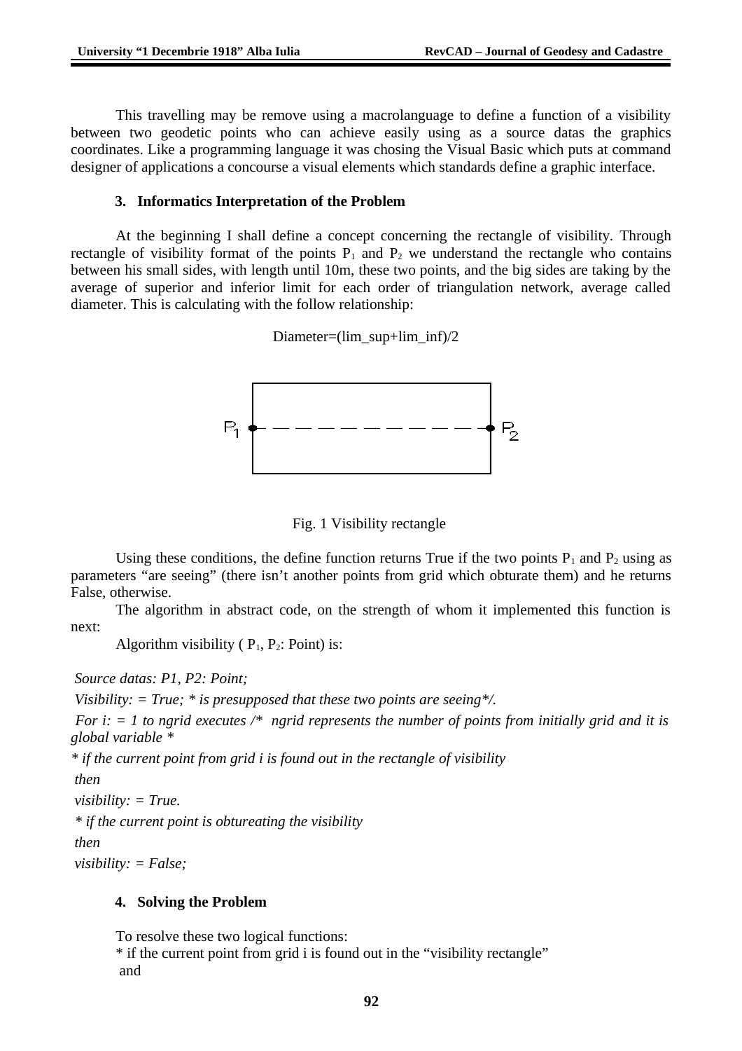This travelling may be remove using a macrolanguage to define a function of a visibility between two geodetic points who can achieve easily using as a source datas the graphics coordinates. Like a programming language it was chosing the Visual Basic which puts at command designer of applications a concourse a visual elements which standards define a graphic interface.

## 3. Informatics Interpretation of the Problem

At the beginning I shall define a concept concerning the rectangle of visibility. Through rectangle of visibility format of the points $P_1$ and $P_2$ we understand the rectangle who contains between his small sides, with length until 10m, these two points, and the big sides are taking by the average of superior and inferior limit for each order of triangulation network, average called diameter. This is calculating with the follow relationship:

Diameter=(lim_sup+lim_inf)/2

Fig. 1 Visibility rectangle

Using these conditions, the define function returns True if the two points $P_1$ and $P_2$ using as parameters "are seeing" (there isn't another points from grid which obturate them) and he returns False, otherwise.

The algorithm in abstract code, on the strength of whom it implemented this function is next:

Algorithm visibility ( $P_1$, $P_2$: Point) is:

*Source datas: P1, P2: Point;*

*Visibility: = True; * is presupposed that these two points are seeing*/.*

*For i: = 1 to ngrid executes /* ngrid represents the number of points from initially grid and it is global variable **

** if the current point from grid i is found out in the rectangle of visibility*

*then*

*visibility: = True.*

** if the current point is obtureating the visibility*

*then*

*visibility: = False;*

## 4. Solving the Problem

To resolve these two logical functions:

* if the current point from grid i is found out in the "visibility rectangle"

and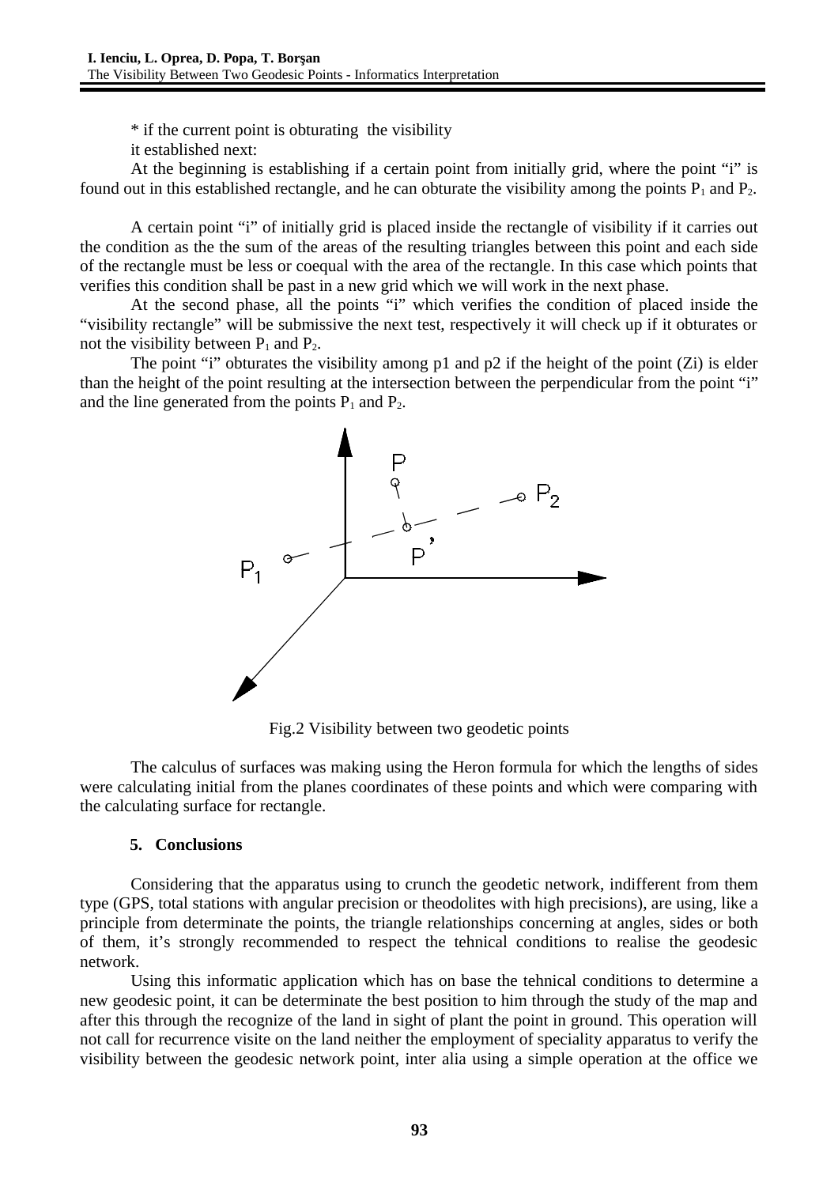* if the current point is obturating  the visibility

it established next:

At the beginning is establishing if a certain point from initially grid, where the point “i” is found out in this established rectangle, and he can obturate the visibility among the points $P_1$ and $P_2$.

A certain point “i” of initially grid is placed inside the rectangle of visibility if it carries out the condition as the the sum of the areas of the resulting triangles between this point and each side of the rectangle must be less or coequal with the area of the rectangle. In this case which points that verifies this condition shall be past in a new grid which we will work in the next phase.

At the second phase, all the points “i” which verifies the condition of placed inside the “visibility rectangle” will be submissive the next test, respectively it will check up if it obturates or not the visibility between $P_1$ and $P_2$.

The point “i” obturates the visibility among p1 and p2 if the height of the point (Zi) is elder than the height of the point resulting at the intersection between the perpendicular from the point “i” and the line generated from the points $P_1$ and $P_2$.

Fig.2 Visibility between two geodetic points

The calculus of surfaces was making using the Heron formula for which the lengths of sides were calculating initial from the planes coordinates of these points and which were comparing with the calculating surface for rectangle.

## 5. Conclusions

Considering that the apparatus using to crunch the geodetic network, indifferent from them type (GPS, total stations with angular precision or theodolites with high precisions), are using, like a principle from determinate the points, the triangle relationships concerning at angles, sides or both of them, it’s strongly recommended to respect the tehnical conditions to realise the geodesic network.

Using this informatic application which has on base the tehnical conditions to determine a new geodesic point, it can be determinate the best position to him through the study of the map and after this through the recognize of the land in sight of plant the point in ground. This operation will not call for recurrence visite on the land neither the employment of speciality apparatus to verify the visibility between the geodesic network point, inter alia using a simple operation at the office we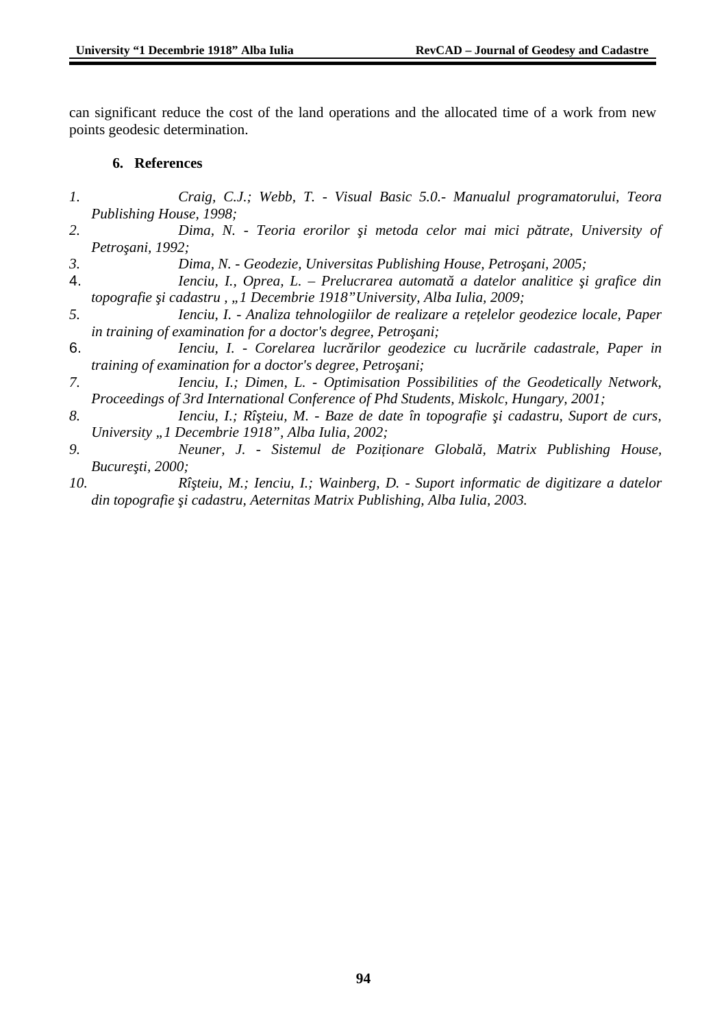can significant reduce the cost of the land operations and the allocated time of a work from new points geodesic determination.

## 6. References

1. *Craig, C.J.; Webb, T. - Visual Basic 5.0.- Manualul programatorului, Teora Publishing House, 1998;*
2. *Dima, N. - Teoria erorilor şi metoda celor mai mici pătrate, University of Petroşani, 1992;*
3. *Dima, N. - Geodezie, Universitas Publishing House, Petroşani, 2005;*
4. *Ienciu, I., Oprea, L. – Prelucrarea automată a datelor analitice şi grafice din topografie şi cadastru , „1 Decembrie 1918"University, Alba Iulia, 2009;*
5. *Ienciu, I. - Analiza tehnologiilor de realizare a rețelelor geodezice locale, Paper in training of examination for a doctor's degree, Petroşani;*
6. *Ienciu, I. - Corelarea lucrărilor geodezice cu lucrările cadastrale, Paper in training of examination for a doctor's degree, Petroşani;*
7. *Ienciu, I.; Dimen, L. - Optimisation Possibilities of the Geodetically Network, Proceedings of 3rd International Conference of Phd Students, Miskolc, Hungary, 2001;*
8. *Ienciu, I.; Rîşteiu, M. - Baze de date în topografie şi cadastru, Suport de curs, University „1 Decembrie 1918", Alba Iulia, 2002;*
9. *Neuner, J. - Sistemul de Poziționare Globală, Matrix Publishing House, Bucureşti, 2000;*
10. *Rîşteiu, M.; Ienciu, I.; Wainberg, D. - Suport informatic de digitizare a datelor din topografie şi cadastru, Aeternitas Matrix Publishing, Alba Iulia, 2003.*